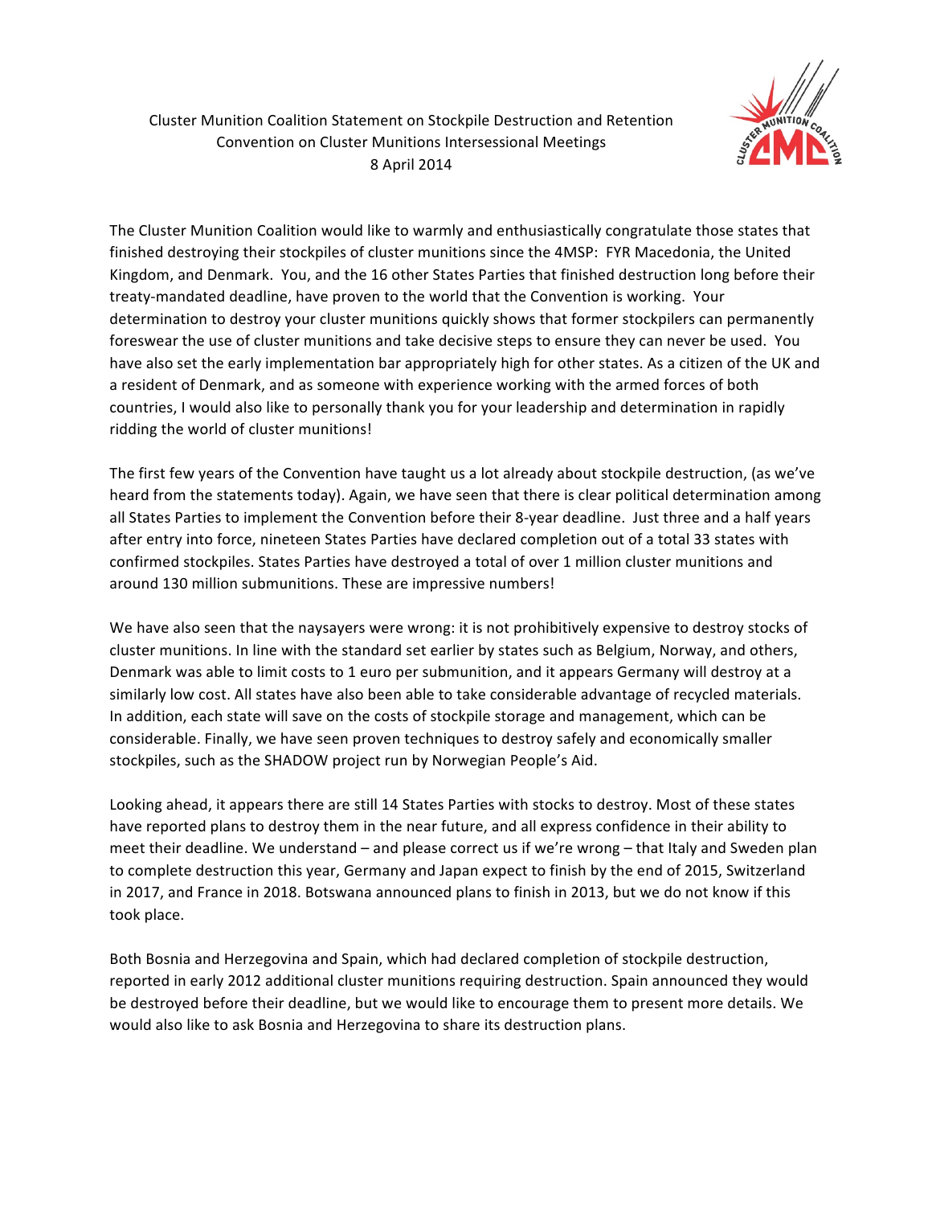Cluster Munition Coalition Statement on Stockpile Destruction and Retention
Convention on Cluster Munitions Intersessional Meetings
8 April 2014

The Cluster Munition Coalition would like to warmly and enthusiastically congratulate those states that finished destroying their stockpiles of cluster munitions since the 4MSP: FYR Macedonia, the United Kingdom, and Denmark. You, and the 16 other States Parties that finished destruction long before their treaty-mandated deadline, have proven to the world that the Convention is working. Your determination to destroy your cluster munitions quickly shows that former stockpilers can permanently foreswear the use of cluster munitions and take decisive steps to ensure they can never be used. You have also set the early implementation bar appropriately high for other states. As a citizen of the UK and a resident of Denmark, and as someone with experience working with the armed forces of both countries, I would also like to personally thank you for your leadership and determination in rapidly ridding the world of cluster munitions!

The first few years of the Convention have taught us a lot already about stockpile destruction, (as we've heard from the statements today). Again, we have seen that there is clear political determination among all States Parties to implement the Convention before their 8-year deadline. Just three and a half years after entry into force, nineteen States Parties have declared completion out of a total 33 states with confirmed stockpiles. States Parties have destroyed a total of over 1 million cluster munitions and around 130 million submunitions. These are impressive numbers!

We have also seen that the naysayers were wrong: it is not prohibitively expensive to destroy stocks of cluster munitions. In line with the standard set earlier by states such as Belgium, Norway, and others, Denmark was able to limit costs to 1 euro per submunition, and it appears Germany will destroy at a similarly low cost. All states have also been able to take considerable advantage of recycled materials. In addition, each state will save on the costs of stockpile storage and management, which can be considerable. Finally, we have seen proven techniques to destroy safely and economically smaller stockpiles, such as the SHADOW project run by Norwegian People's Aid.

Looking ahead, it appears there are still 14 States Parties with stocks to destroy. Most of these states have reported plans to destroy them in the near future, and all express confidence in their ability to meet their deadline. We understand – and please correct us if we're wrong – that Italy and Sweden plan to complete destruction this year, Germany and Japan expect to finish by the end of 2015, Switzerland in 2017, and France in 2018. Botswana announced plans to finish in 2013, but we do not know if this took place.

Both Bosnia and Herzegovina and Spain, which had declared completion of stockpile destruction, reported in early 2012 additional cluster munitions requiring destruction. Spain announced they would be destroyed before their deadline, but we would like to encourage them to present more details. We would also like to ask Bosnia and Herzegovina to share its destruction plans.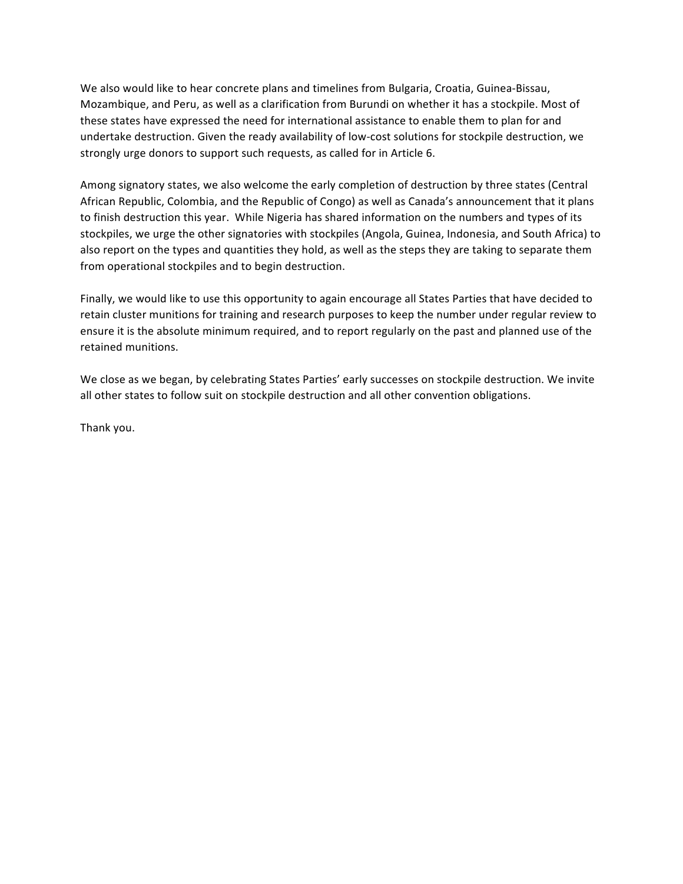We also would like to hear concrete plans and timelines from Bulgaria, Croatia, Guinea-Bissau, Mozambique, and Peru, as well as a clarification from Burundi on whether it has a stockpile. Most of these states have expressed the need for international assistance to enable them to plan for and undertake destruction. Given the ready availability of low-cost solutions for stockpile destruction, we strongly urge donors to support such requests, as called for in Article 6.

Among signatory states, we also welcome the early completion of destruction by three states (Central African Republic, Colombia, and the Republic of Congo) as well as Canada's announcement that it plans to finish destruction this year. While Nigeria has shared information on the numbers and types of its stockpiles, we urge the other signatories with stockpiles (Angola, Guinea, Indonesia, and South Africa) to also report on the types and quantities they hold, as well as the steps they are taking to separate them from operational stockpiles and to begin destruction.

Finally, we would like to use this opportunity to again encourage all States Parties that have decided to retain cluster munitions for training and research purposes to keep the number under regular review to ensure it is the absolute minimum required, and to report regularly on the past and planned use of the retained munitions.

We close as we began, by celebrating States Parties' early successes on stockpile destruction. We invite all other states to follow suit on stockpile destruction and all other convention obligations.

Thank you.